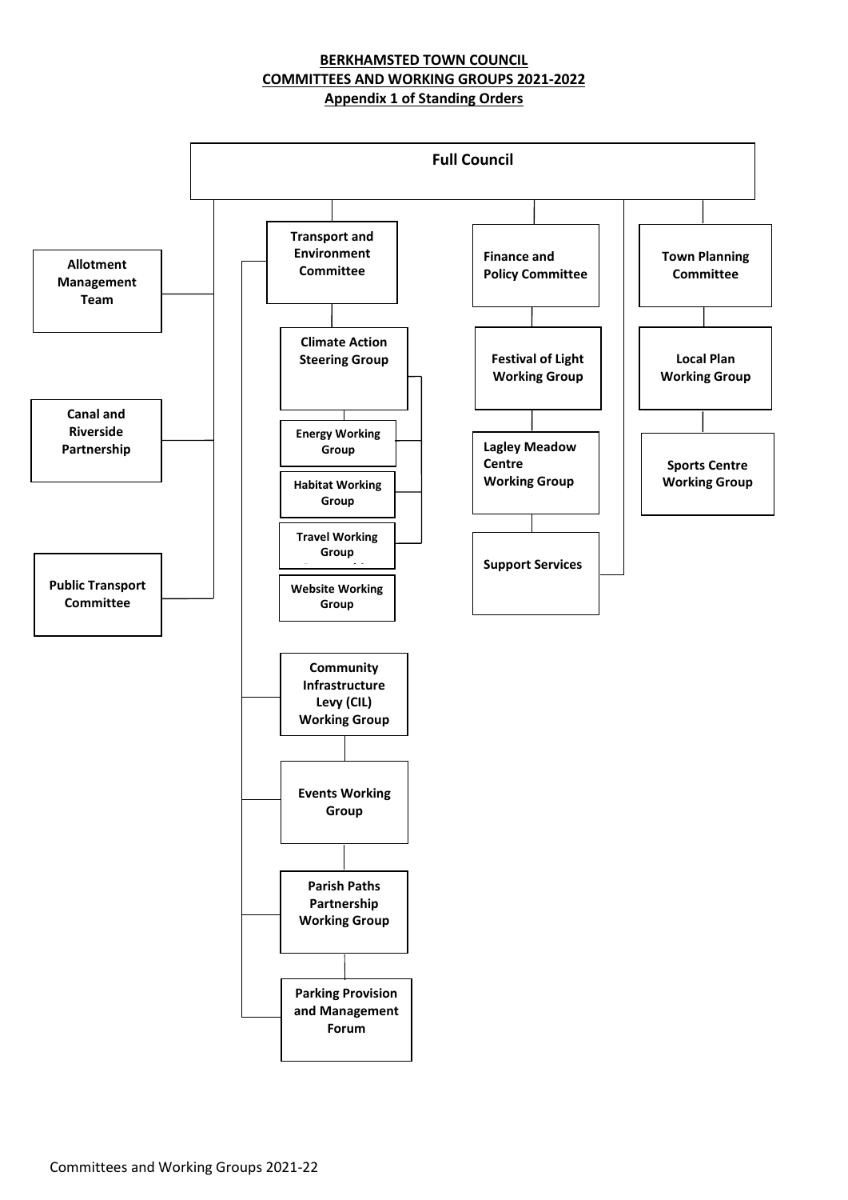# BERKHAMSTED TOWN COUNCIL
## COMMITTEES AND WORKING GROUPS 2021-2022
### Appendix 1 of Standing Orders

**Full Council**

- **Allotment Management Team**
- **Canal and Riverside Partnership**
- **Public Transport Committee**
- **Transport and Environment Committee**
  - **Climate Action Steering Group**
    - **Energy Working Group**
    - **Habitat Working Group**
    - **Travel Working Group**
  - **Website Working Group**
  - **Community Infrastructure Levy (CIL) Working Group**
  - **Events Working Group**
  - **Parish Paths Partnership Working Group**
  - **Parking Provision and Management Forum**
- **Finance and Policy Committee**
  - **Festival of Light Working Group**
  - **Lagley Meadow Centre Working Group**
- **Support Services**
- **Town Planning Committee**
  - **Local Plan Working Group**
  - **Sports Centre Working Group**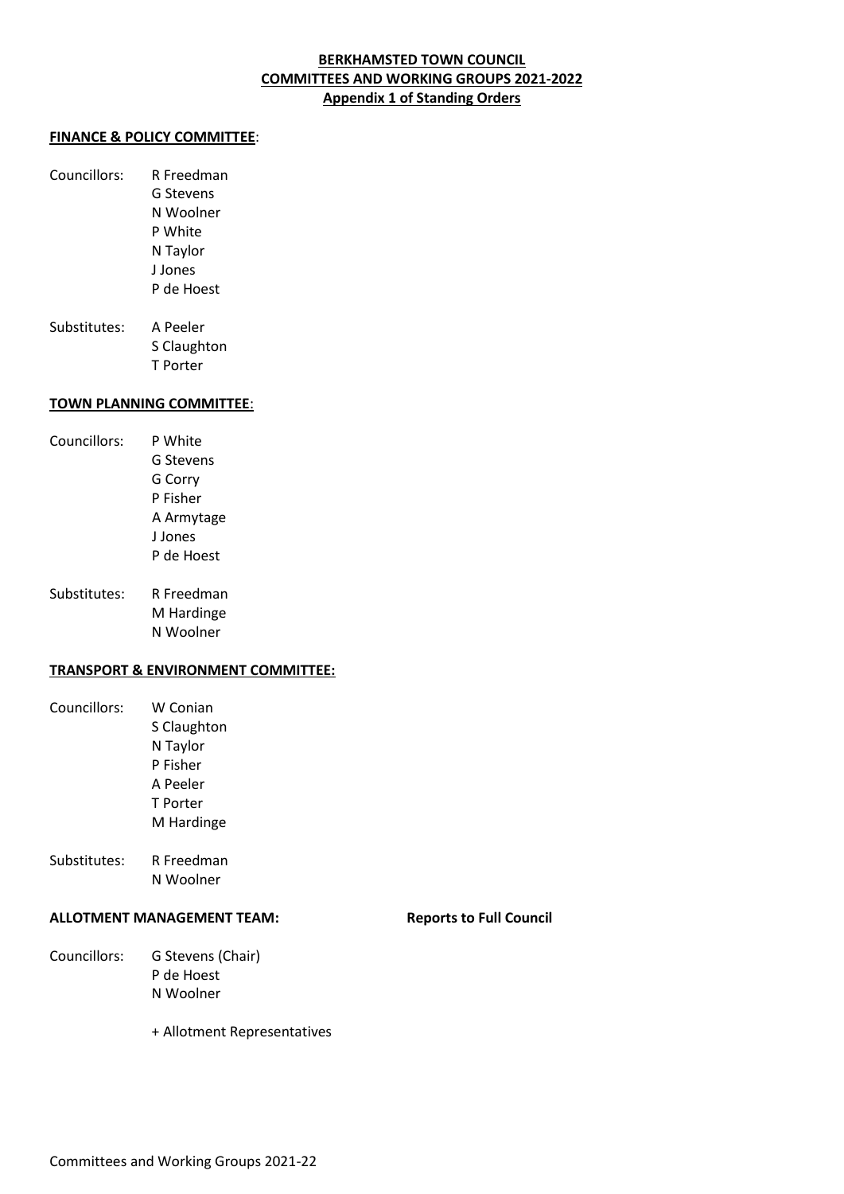**BERKHAMSTED TOWN COUNCIL**
**COMMITTEES AND WORKING GROUPS 2021-2022**
**Appendix 1 of Standing Orders**

**FINANCE & POLICY COMMITTEE**:

Councillors:
R Freedman
G Stevens
N Woolner
P White
N Taylor
J Jones
P de Hoest

Substitutes:
A Peeler
S Claughton
T Porter

**TOWN PLANNING COMMITTEE**:

Councillors:
P White
G Stevens
G Corry
P Fisher
A Armytage
J Jones
P de Hoest

Substitutes:
R Freedman
M Hardinge
N Woolner

**TRANSPORT & ENVIRONMENT COMMITTEE:**

Councillors:
W Conian
S Claughton
N Taylor
P Fisher
A Peeler
T Porter
M Hardinge

Substitutes:
R Freedman
N Woolner

**ALLOTMENT MANAGEMENT TEAM:** **Reports to Full Council**

Councillors:
G Stevens (Chair)
P de Hoest
N Woolner

\+ Allotment Representatives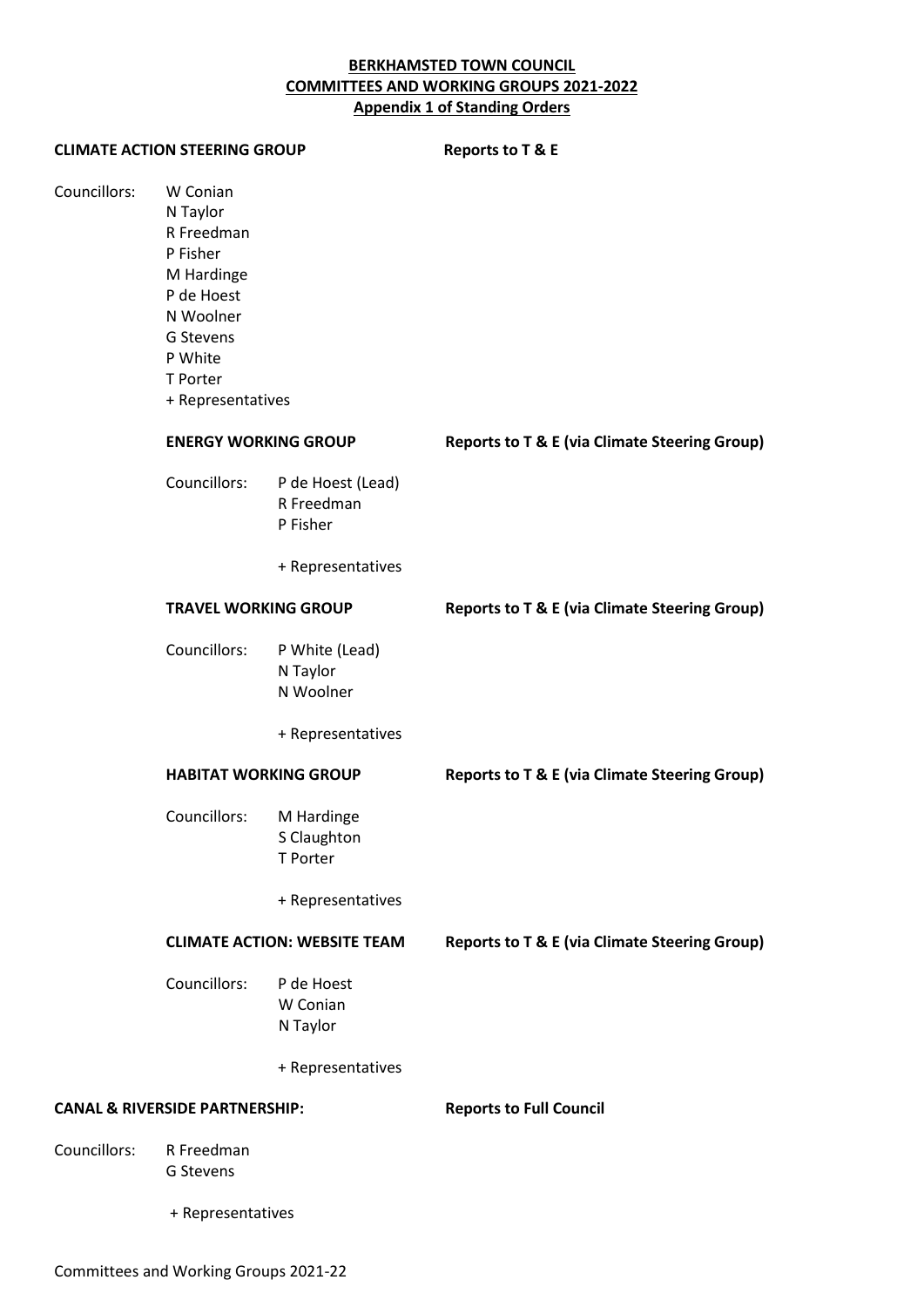**BERKHAMSTED TOWN COUNCIL**
**COMMITTEES AND WORKING GROUPS 2021-2022**
**Appendix 1 of Standing Orders**

**CLIMATE ACTION STEERING GROUP** — **Reports to T & E**

Councillors:
- W Conian
- N Taylor
- R Freedman
- P Fisher
- M Hardinge
- P de Hoest
- N Woolner
- G Stevens
- P White
- T Porter
- \+ Representatives

**ENERGY WORKING GROUP** — **Reports to T & E (via Climate Steering Group)**

Councillors:
- P de Hoest (Lead)
- R Freedman
- P Fisher

\+ Representatives

**TRAVEL WORKING GROUP** — **Reports to T & E (via Climate Steering Group)**

Councillors:
- P White (Lead)
- N Taylor
- N Woolner

\+ Representatives

**HABITAT WORKING GROUP** — **Reports to T & E (via Climate Steering Group)**

Councillors:
- M Hardinge
- S Claughton
- T Porter

\+ Representatives

**CLIMATE ACTION: WEBSITE TEAM** — **Reports to T & E (via Climate Steering Group)**

Councillors:
- P de Hoest
- W Conian
- N Taylor

\+ Representatives

**CANAL & RIVERSIDE PARTNERSHIP:** — **Reports to Full Council**

Councillors:
- R Freedman
- G Stevens

\+ Representatives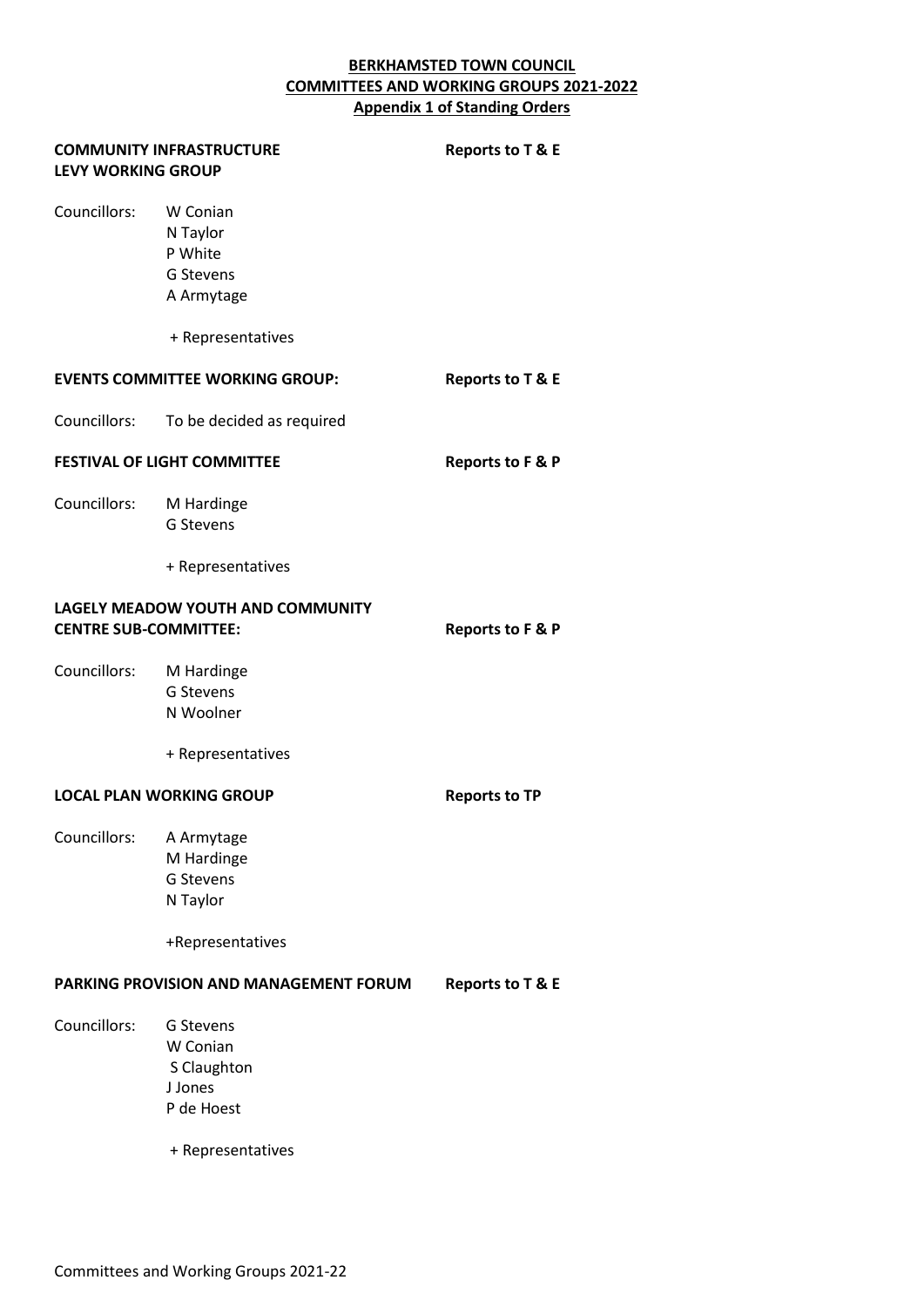**BERKHAMSTED TOWN COUNCIL**
**COMMITTEES AND WORKING GROUPS 2021-2022**
**Appendix 1 of Standing Orders**

**COMMUNITY INFRASTRUCTURE LEVY WORKING GROUP** — **Reports to T & E**

Councillors: W Conian
N Taylor
P White
G Stevens
A Armytage

+ Representatives

**EVENTS COMMITTEE WORKING GROUP:** — **Reports to T & E**

Councillors: To be decided as required

**FESTIVAL OF LIGHT COMMITTEE** — **Reports to F & P**

Councillors: M Hardinge
G Stevens

+ Representatives

**LAGELY MEADOW YOUTH AND COMMUNITY CENTRE SUB-COMMITTEE:** — **Reports to F & P**

Councillors: M Hardinge
G Stevens
N Woolner

+ Representatives

**LOCAL PLAN WORKING GROUP** — **Reports to TP**

Councillors: A Armytage
M Hardinge
G Stevens
N Taylor

+Representatives

**PARKING PROVISION AND MANAGEMENT FORUM** — **Reports to T & E**

Councillors: G Stevens
W Conian
S Claughton
J Jones
P de Hoest

+ Representatives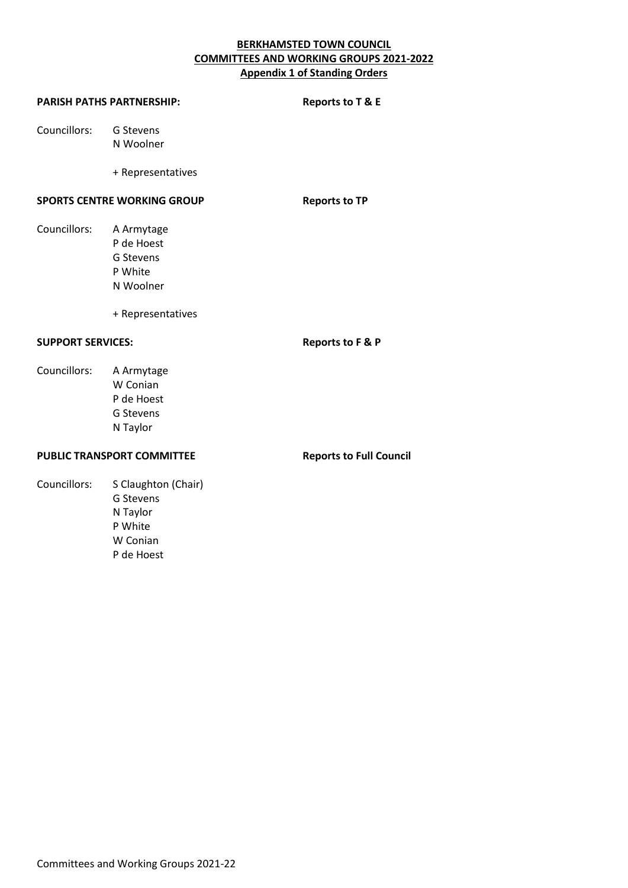**BERKHAMSTED TOWN COUNCIL**
**COMMITTEES AND WORKING GROUPS 2021-2022**
**Appendix 1 of Standing Orders**

**PARISH PATHS PARTNERSHIP:** **Reports to T & E**

Councillors: G Stevens
N Woolner

+ Representatives

**SPORTS CENTRE WORKING GROUP** **Reports to TP**

Councillors: A Armytage
P de Hoest
G Stevens
P White
N Woolner

+ Representatives

**SUPPORT SERVICES:** **Reports to F & P**

Councillors: A Armytage
W Conian
P de Hoest
G Stevens
N Taylor

**PUBLIC TRANSPORT COMMITTEE** **Reports to Full Council**

Councillors: S Claughton (Chair)
G Stevens
N Taylor
P White
W Conian
P de Hoest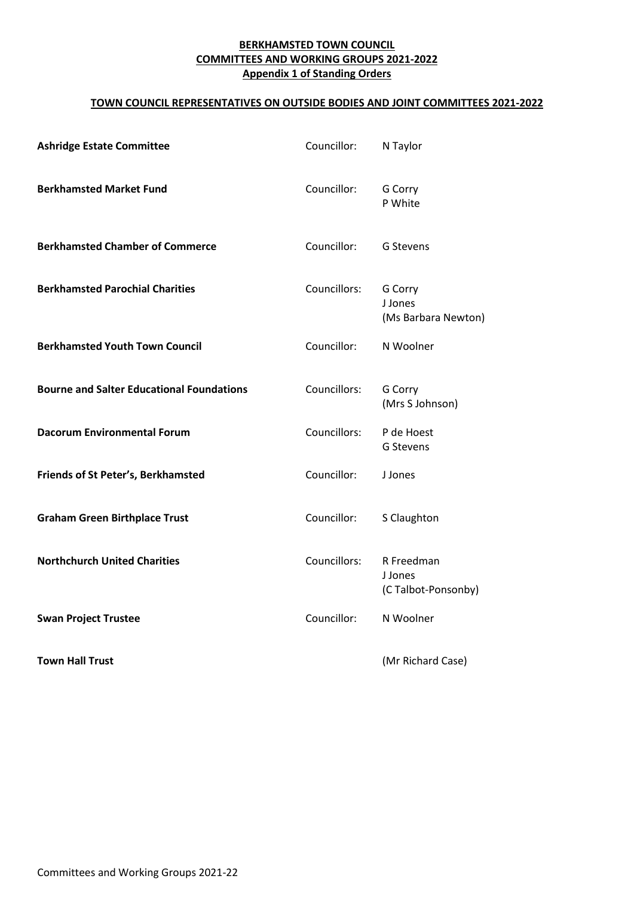**BERKHAMSTED TOWN COUNCIL**
**COMMITTEES AND WORKING GROUPS 2021-2022**
**Appendix 1 of Standing Orders**

**TOWN COUNCIL REPRESENTATIVES ON OUTSIDE BODIES AND JOINT COMMITTEES 2021-2022**

| | | |
|---|---|---|
| **Ashridge Estate Committee** | Councillor: | N Taylor |
| **Berkhamsted Market Fund** | Councillor: | G Corry<br>P White |
| **Berkhamsted Chamber of Commerce** | Councillor: | G Stevens |
| **Berkhamsted Parochial Charities** | Councillors: | G Corry<br>J Jones<br>(Ms Barbara Newton) |
| **Berkhamsted Youth Town Council** | Councillor: | N Woolner |
| **Bourne and Salter Educational Foundations** | Councillors: | G Corry<br>(Mrs S Johnson) |
| **Dacorum Environmental Forum** | Councillors: | P de Hoest<br>G Stevens |
| **Friends of St Peter's, Berkhamsted** | Councillor: | J Jones |
| **Graham Green Birthplace Trust** | Councillor: | S Claughton |
| **Northchurch United Charities** | Councillors: | R Freedman<br>J Jones<br>(C Talbot-Ponsonby) |
| **Swan Project Trustee** | Councillor: | N Woolner |
| **Town Hall Trust** | | (Mr Richard Case) |